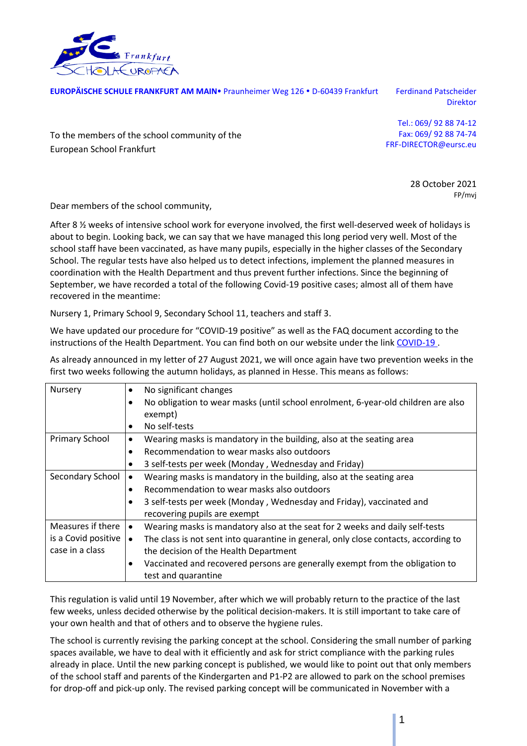Frankfurt SCHOLA EUROPAEA

**EUROPÄISCHE SCHULE FRANKFURT AM MAIN•** Praunheimer Weg 126 • D-60439 Frankfurt

Ferdinand Patscheider
Direktor

Tel.: 069/ 92 88 74-12
Fax: 069/ 92 88 74-74
FRF-DIRECTOR@eursc.eu

To the members of the school community of the
European School Frankfurt

28 October 2021
FP/mvj

Dear members of the school community,

After 8 ½ weeks of intensive school work for everyone involved, the first well-deserved week of holidays is about to begin. Looking back, we can say that we have managed this long period very well. Most of the school staff have been vaccinated, as have many pupils, especially in the higher classes of the Secondary School. The regular tests have also helped us to detect infections, implement the planned measures in coordination with the Health Department and thus prevent further infections. Since the beginning of September, we have recorded a total of the following Covid-19 positive cases; almost all of them have recovered in the meantime:

Nursery 1, Primary School 9, Secondary School 11, teachers and staff 3.

We have updated our procedure for "COVID-19 positive" as well as the FAQ document according to the instructions of the Health Department. You can find both on our website under the link COVID-19 .

As already announced in my letter of 27 August 2021, we will once again have two prevention weeks in the first two weeks following the autumn holidays, as planned in Hesse. This means as follows:

| | |
|---|---|
| Nursery | • No significant changes<br>• No obligation to wear masks (until school enrolment, 6-year-old children are also exempt)<br>• No self-tests |
| Primary School | • Wearing masks is mandatory in the building, also at the seating area<br>• Recommendation to wear masks also outdoors<br>• 3 self-tests per week (Monday , Wednesday and Friday) |
| Secondary School | • Wearing masks is mandatory in the building, also at the seating area<br>• Recommendation to wear masks also outdoors<br>• 3 self-tests per week (Monday , Wednesday and Friday), vaccinated and recovering pupils are exempt |
| Measures if there is a Covid positive case in a class | • Wearing masks is mandatory also at the seat for 2 weeks and daily self-tests<br>• The class is not sent into quarantine in general, only close contacts, according to the decision of the Health Department<br>• Vaccinated and recovered persons are generally exempt from the obligation to test and quarantine |

This regulation is valid until 19 November, after which we will probably return to the practice of the last few weeks, unless decided otherwise by the political decision-makers. It is still important to take care of your own health and that of others and to observe the hygiene rules.

The school is currently revising the parking concept at the school. Considering the small number of parking spaces available, we have to deal with it efficiently and ask for strict compliance with the parking rules already in place. Until the new parking concept is published, we would like to point out that only members of the school staff and parents of the Kindergarten and P1-P2 are allowed to park on the school premises for drop-off and pick-up only. The revised parking concept will be communicated in November with a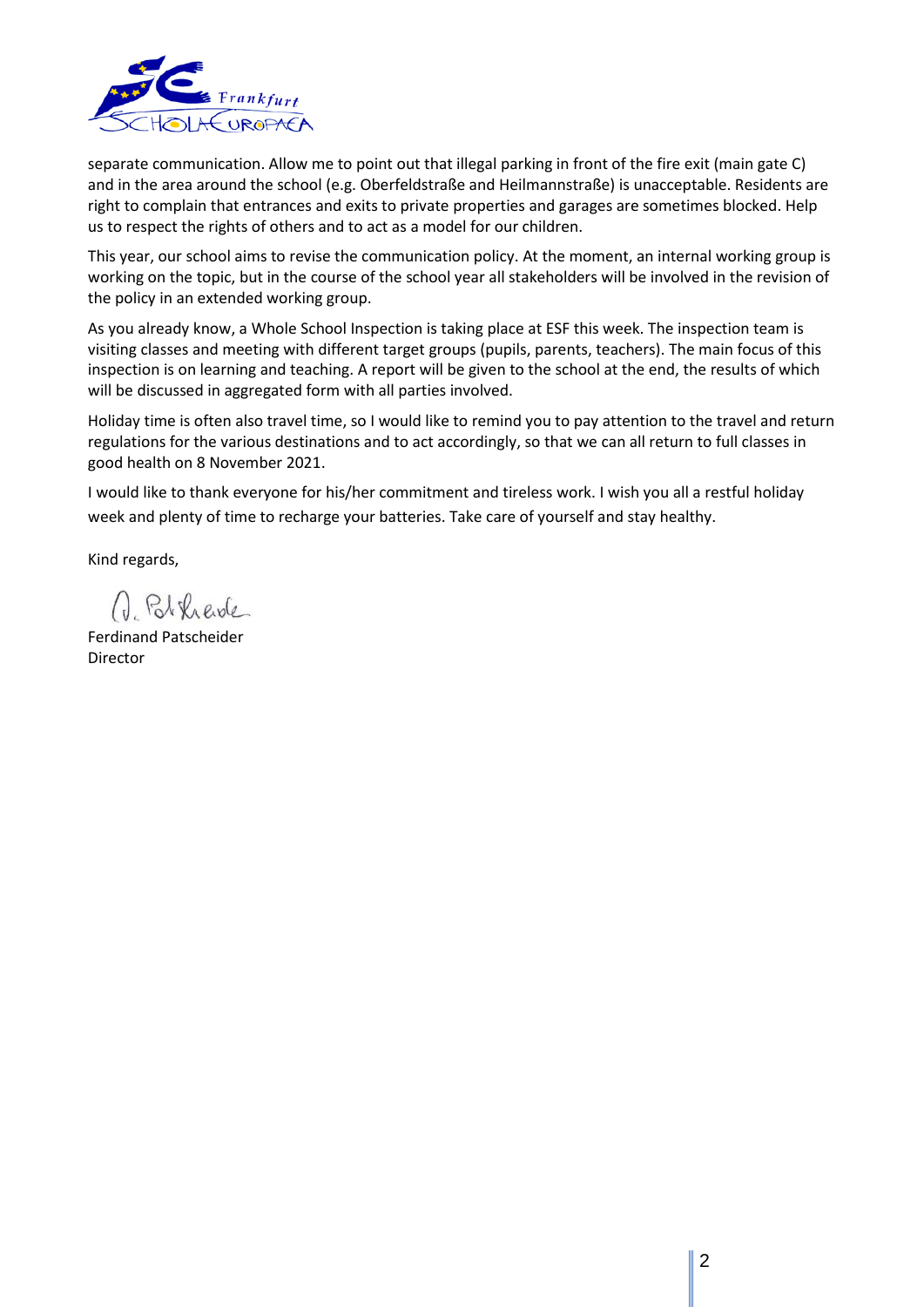separate communication. Allow me to point out that illegal parking in front of the fire exit (main gate C) and in the area around the school (e.g. Oberfeldstraße and Heilmannstraße) is unacceptable. Residents are right to complain that entrances and exits to private properties and garages are sometimes blocked. Help us to respect the rights of others and to act as a model for our children.

This year, our school aims to revise the communication policy. At the moment, an internal working group is working on the topic, but in the course of the school year all stakeholders will be involved in the revision of the policy in an extended working group.

As you already know, a Whole School Inspection is taking place at ESF this week. The inspection team is visiting classes and meeting with different target groups (pupils, parents, teachers). The main focus of this inspection is on learning and teaching. A report will be given to the school at the end, the results of which will be discussed in aggregated form with all parties involved.

Holiday time is often also travel time, so I would like to remind you to pay attention to the travel and return regulations for the various destinations and to act accordingly, so that we can all return to full classes in good health on 8 November 2021.

I would like to thank everyone for his/her commitment and tireless work. I wish you all a restful holiday week and plenty of time to recharge your batteries. Take care of yourself and stay healthy.

Kind regards,

Ferdinand Patscheider
Director